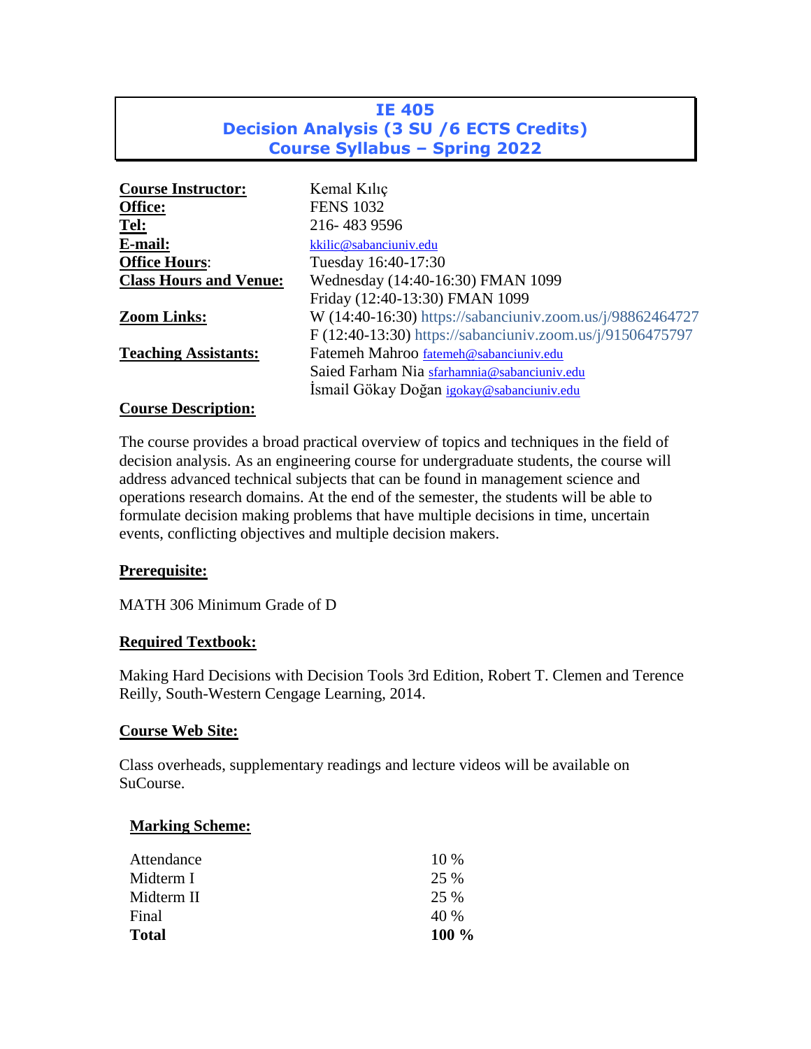# IE 405
# Decision Analysis (3 SU /6 ECTS Credits)
# Course Syllabus – Spring 2022

| | |
|---|---|
| **Course Instructor:** | Kemal Kılıç |
| **Office:** | FENS 1032 |
| **Tel:** | 216- 483 9596 |
| **E-mail:** | kkilic@sabanciuniv.edu |
| **Office Hours:** | Tuesday 16:40-17:30 |
| **Class Hours and Venue:** | Wednesday (14:40-16:30) FMAN 1099 |
| | Friday (12:40-13:30) FMAN 1099 |
| **Zoom Links:** | W (14:40-16:30) https://sabanciuniv.zoom.us/j/98862464727 |
| | F (12:40-13:30) https://sabanciuniv.zoom.us/j/91506475797 |
| **Teaching Assistants:** | Fatemeh Mahroo fatemeh@sabanciuniv.edu |
| | Saied Farham Nia sfarhamnia@sabanciuniv.edu |
| | İsmail Gökay Doğan igokay@sabanciuniv.edu |

## Course Description:

The course provides a broad practical overview of topics and techniques in the field of decision analysis. As an engineering course for undergraduate students, the course will address advanced technical subjects that can be found in management science and operations research domains. At the end of the semester, the students will be able to formulate decision making problems that have multiple decisions in time, uncertain events, conflicting objectives and multiple decision makers.

## Prerequisite:

MATH 306 Minimum Grade of D

## Required Textbook:

Making Hard Decisions with Decision Tools 3rd Edition, Robert T. Clemen and Terence Reilly, South-Western Cengage Learning, 2014.

## Course Web Site:

Class overheads, supplementary readings and lecture videos will be available on SuCourse.

## Marking Scheme:

| | |
|---|---|
| Attendance | 10 % |
| Midterm I | 25 % |
| Midterm II | 25 % |
| Final | 40 % |
| **Total** | **100 %** |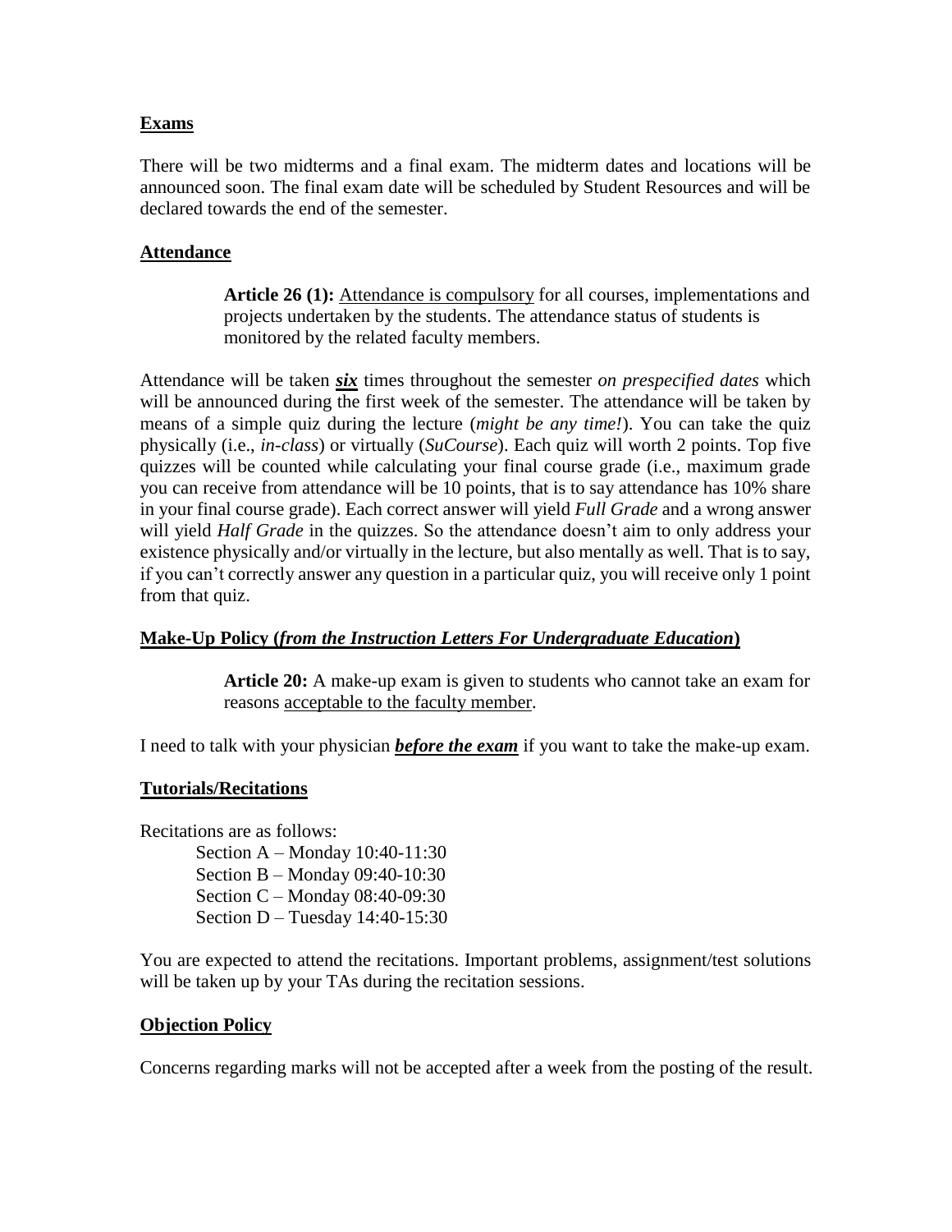## Exams

There will be two midterms and a final exam. The midterm dates and locations will be announced soon. The final exam date will be scheduled by Student Resources and will be declared towards the end of the semester.

## Attendance

> **Article 26 (1):** <u>Attendance is compulsory</u> for all courses, implementations and projects undertaken by the students. The attendance status of students is monitored by the related faculty members.

Attendance will be taken ***<u>six</u>*** times throughout the semester *on prespecified dates* which will be announced during the first week of the semester. The attendance will be taken by means of a simple quiz during the lecture (*might be any time!*). You can take the quiz physically (i.e., *in-class*) or virtually (*SuCourse*). Each quiz will worth 2 points. Top five quizzes will be counted while calculating your final course grade (i.e., maximum grade you can receive from attendance will be 10 points, that is to say attendance has 10% share in your final course grade). Each correct answer will yield *Full Grade* and a wrong answer will yield *Half Grade* in the quizzes. So the attendance doesn't aim to only address your existence physically and/or virtually in the lecture, but also mentally as well. That is to say, if you can't correctly answer any question in a particular quiz, you will receive only 1 point from that quiz.

## Make-Up Policy (*from the Instruction Letters For Undergraduate Education*)

> **Article 20:** A make-up exam is given to students who cannot take an exam for reasons <u>acceptable to the faculty member</u>.

I need to talk with your physician ***<u>before the exam</u>*** if you want to take the make-up exam.

## Tutorials/Recitations

Recitations are as follows:

- Section A – Monday 10:40-11:30
- Section B – Monday 09:40-10:30
- Section C – Monday 08:40-09:30
- Section D – Tuesday 14:40-15:30

You are expected to attend the recitations. Important problems, assignment/test solutions will be taken up by your TAs during the recitation sessions.

## Objection Policy

Concerns regarding marks will not be accepted after a week from the posting of the result.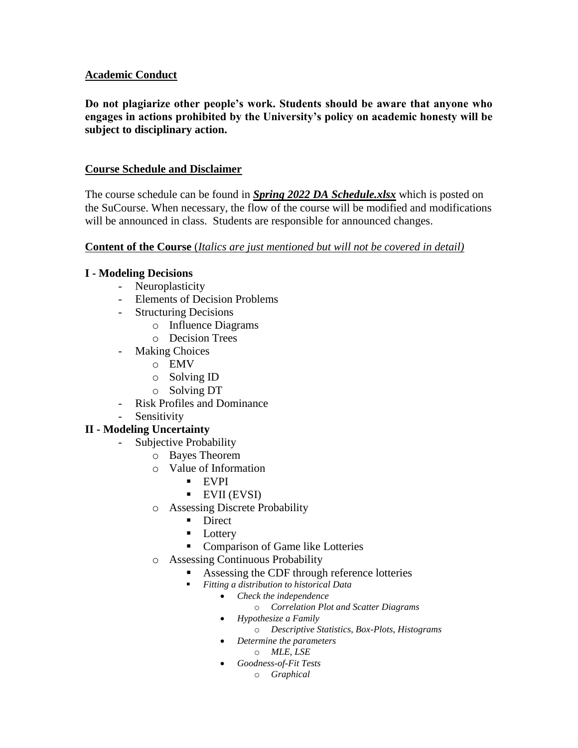**Academic Conduct**

**Do not plagiarize other people's work. Students should be aware that anyone who engages in actions prohibited by the University's policy on academic honesty will be subject to disciplinary action.**

**Course Schedule and Disclaimer**

The course schedule can be found in ***Spring 2022 DA Schedule.xlsx*** which is posted on the SuCourse. When necessary, the flow of the course will be modified and modifications will be announced in class. Students are responsible for announced changes.

**Content of the Course** (*Italics are just mentioned but will not be covered in detail)*

**I - Modeling Decisions**

- Neuroplasticity
- Elements of Decision Problems
- Structuring Decisions
  - Influence Diagrams
  - Decision Trees
- Making Choices
  - EMV
  - Solving ID
  - Solving DT
- Risk Profiles and Dominance
- Sensitivity

**II - Modeling Uncertainty**

- Subjective Probability
  - Bayes Theorem
  - Value of Information
    - EVPI
    - EVII (EVSI)
  - Assessing Discrete Probability
    - Direct
    - Lottery
    - Comparison of Game like Lotteries
  - Assessing Continuous Probability
    - Assessing the CDF through reference lotteries
    - *Fitting a distribution to historical Data*
      - *Check the independence*
        - *Correlation Plot and Scatter Diagrams*
      - *Hypothesize a Family*
        - *Descriptive Statistics, Box-Plots, Histograms*
      - *Determine the parameters*
        - *MLE, LSE*
      - *Goodness-of-Fit Tests*
        - *Graphical*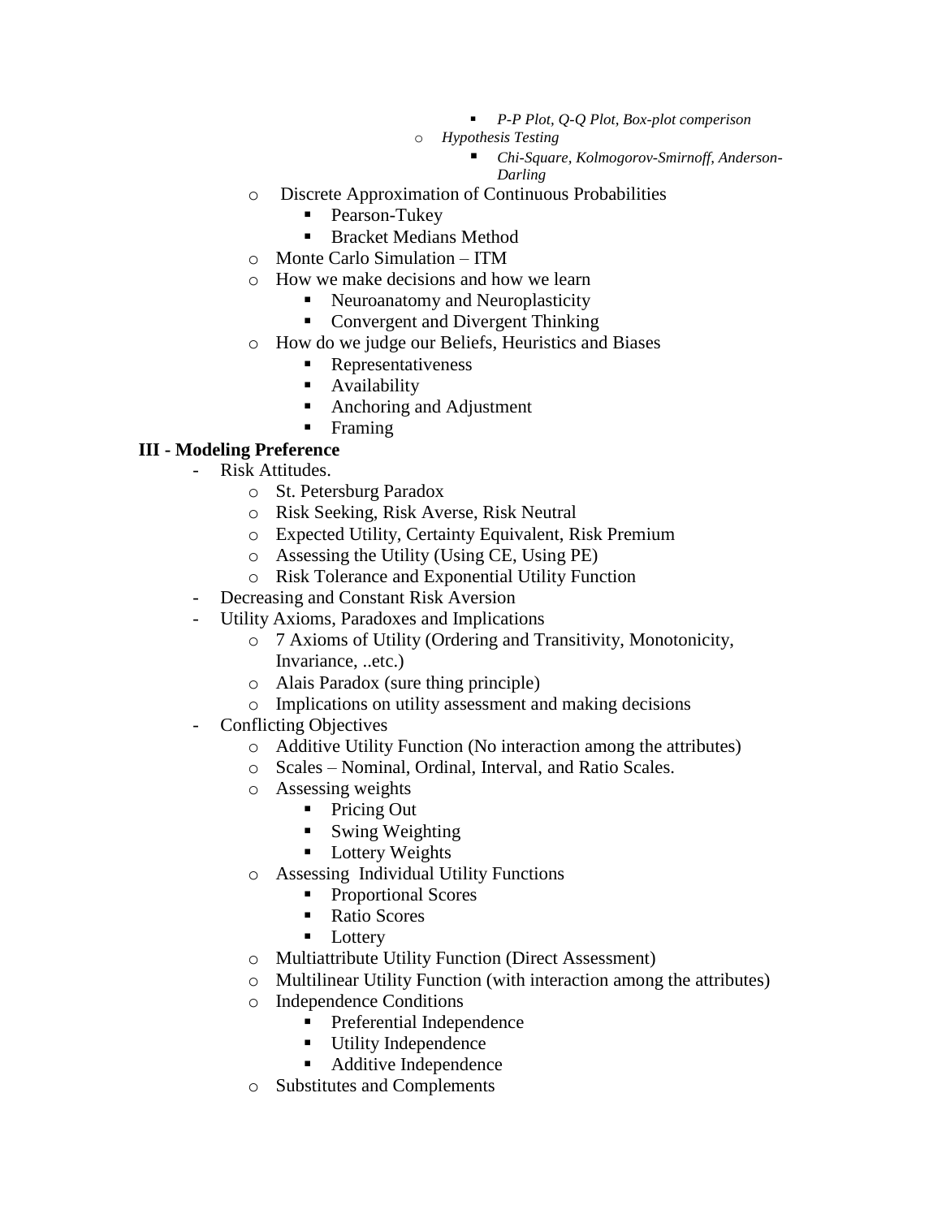- *P-P Plot, Q-Q Plot, Box-plot comperison*
        - *Hypothesis Testing*
            - *Chi-Square, Kolmogorov-Smirnoff, Anderson-Darling*
    - Discrete Approximation of Continuous Probabilities
        - Pearson-Tukey
        - Bracket Medians Method
    - Monte Carlo Simulation – ITM
    - How we make decisions and how we learn
        - Neuroanatomy and Neuroplasticity
        - Convergent and Divergent Thinking
    - How do we judge our Beliefs, Heuristics and Biases
        - Representativeness
        - Availability
        - Anchoring and Adjustment
        - Framing

**III - Modeling Preference**

- Risk Attitudes.
    - St. Petersburg Paradox
    - Risk Seeking, Risk Averse, Risk Neutral
    - Expected Utility, Certainty Equivalent, Risk Premium
    - Assessing the Utility (Using CE, Using PE)
    - Risk Tolerance and Exponential Utility Function
- Decreasing and Constant Risk Aversion
- Utility Axioms, Paradoxes and Implications
    - 7 Axioms of Utility (Ordering and Transitivity, Monotonicity, Invariance, ..etc.)
    - Alais Paradox (sure thing principle)
    - Implications on utility assessment and making decisions
- Conflicting Objectives
    - Additive Utility Function (No interaction among the attributes)
    - Scales – Nominal, Ordinal, Interval, and Ratio Scales.
    - Assessing weights
        - Pricing Out
        - Swing Weighting
        - Lottery Weights
    - Assessing Individual Utility Functions
        - Proportional Scores
        - Ratio Scores
        - Lottery
    - Multiattribute Utility Function (Direct Assessment)
    - Multilinear Utility Function (with interaction among the attributes)
    - Independence Conditions
        - Preferential Independence
        - Utility Independence
        - Additive Independence
    - Substitutes and Complements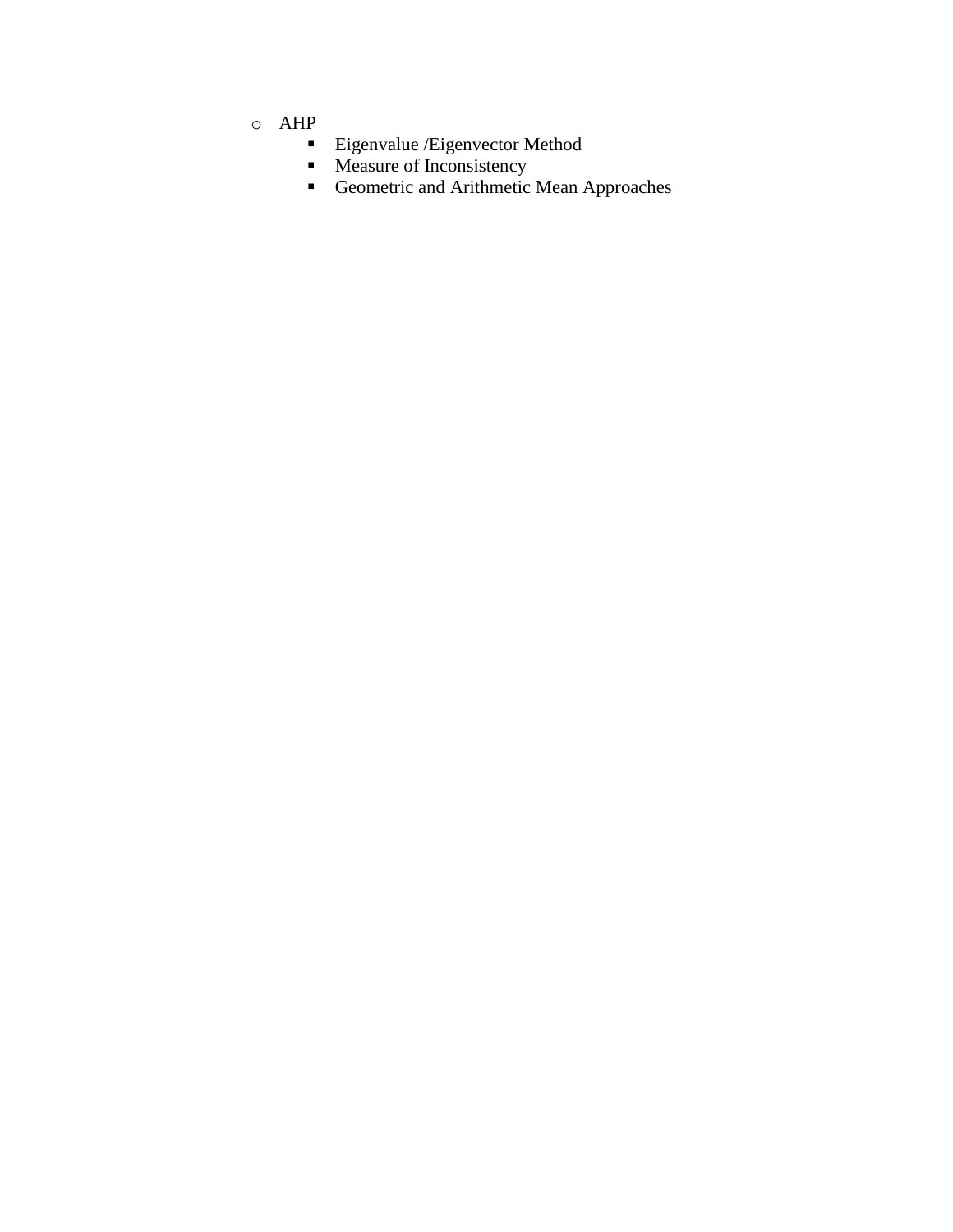- AHP
  - Eigenvalue /Eigenvector Method
  - Measure of Inconsistency
  - Geometric and Arithmetic Mean Approaches